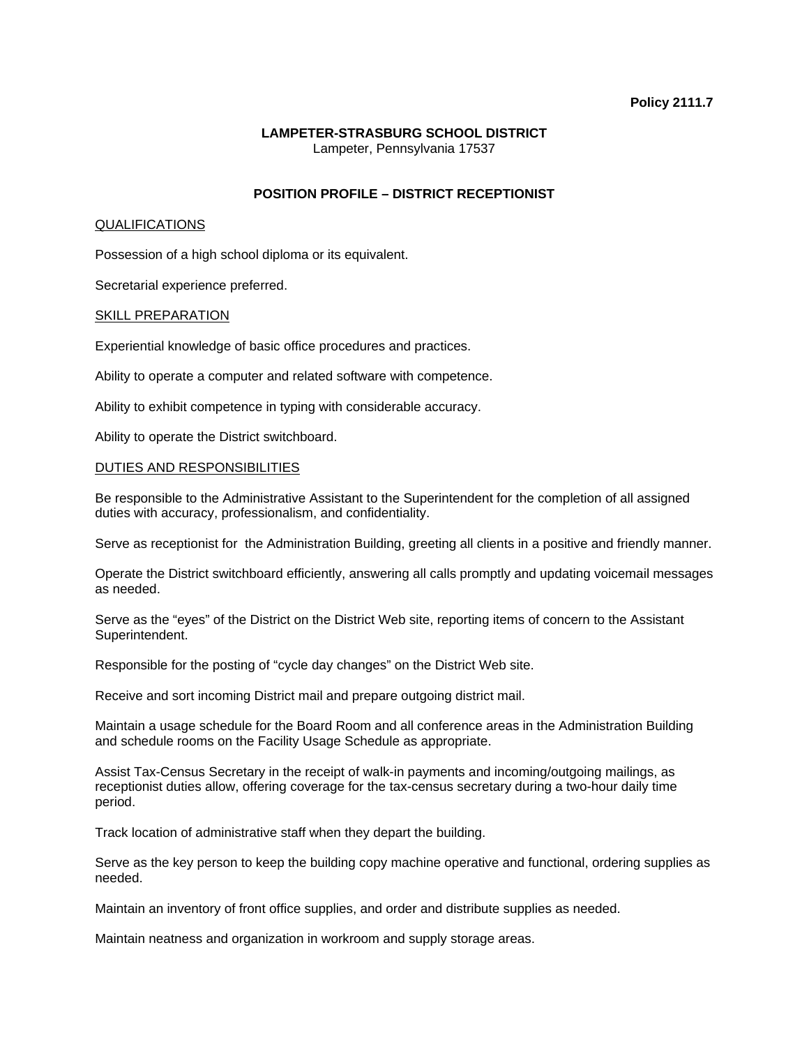**Policy 2111.7**

**LAMPETER-STRASBURG SCHOOL DISTRICT**
Lampeter, Pennsylvania 17537

## POSITION PROFILE – DISTRICT RECEPTIONIST

### QUALIFICATIONS

Possession of a high school diploma or its equivalent.

Secretarial experience preferred.

### SKILL PREPARATION

Experiential knowledge of basic office procedures and practices.

Ability to operate a computer and related software with competence.

Ability to exhibit competence in typing with considerable accuracy.

Ability to operate the District switchboard.

### DUTIES AND RESPONSIBILITIES

Be responsible to the Administrative Assistant to the Superintendent for the completion of all assigned duties with accuracy, professionalism, and confidentiality.

Serve as receptionist for the Administration Building, greeting all clients in a positive and friendly manner.

Operate the District switchboard efficiently, answering all calls promptly and updating voicemail messages as needed.

Serve as the "eyes" of the District on the District Web site, reporting items of concern to the Assistant Superintendent.

Responsible for the posting of "cycle day changes" on the District Web site.

Receive and sort incoming District mail and prepare outgoing district mail.

Maintain a usage schedule for the Board Room and all conference areas in the Administration Building and schedule rooms on the Facility Usage Schedule as appropriate.

Assist Tax-Census Secretary in the receipt of walk-in payments and incoming/outgoing mailings, as receptionist duties allow, offering coverage for the tax-census secretary during a two-hour daily time period.

Track location of administrative staff when they depart the building.

Serve as the key person to keep the building copy machine operative and functional, ordering supplies as needed.

Maintain an inventory of front office supplies, and order and distribute supplies as needed.

Maintain neatness and organization in workroom and supply storage areas.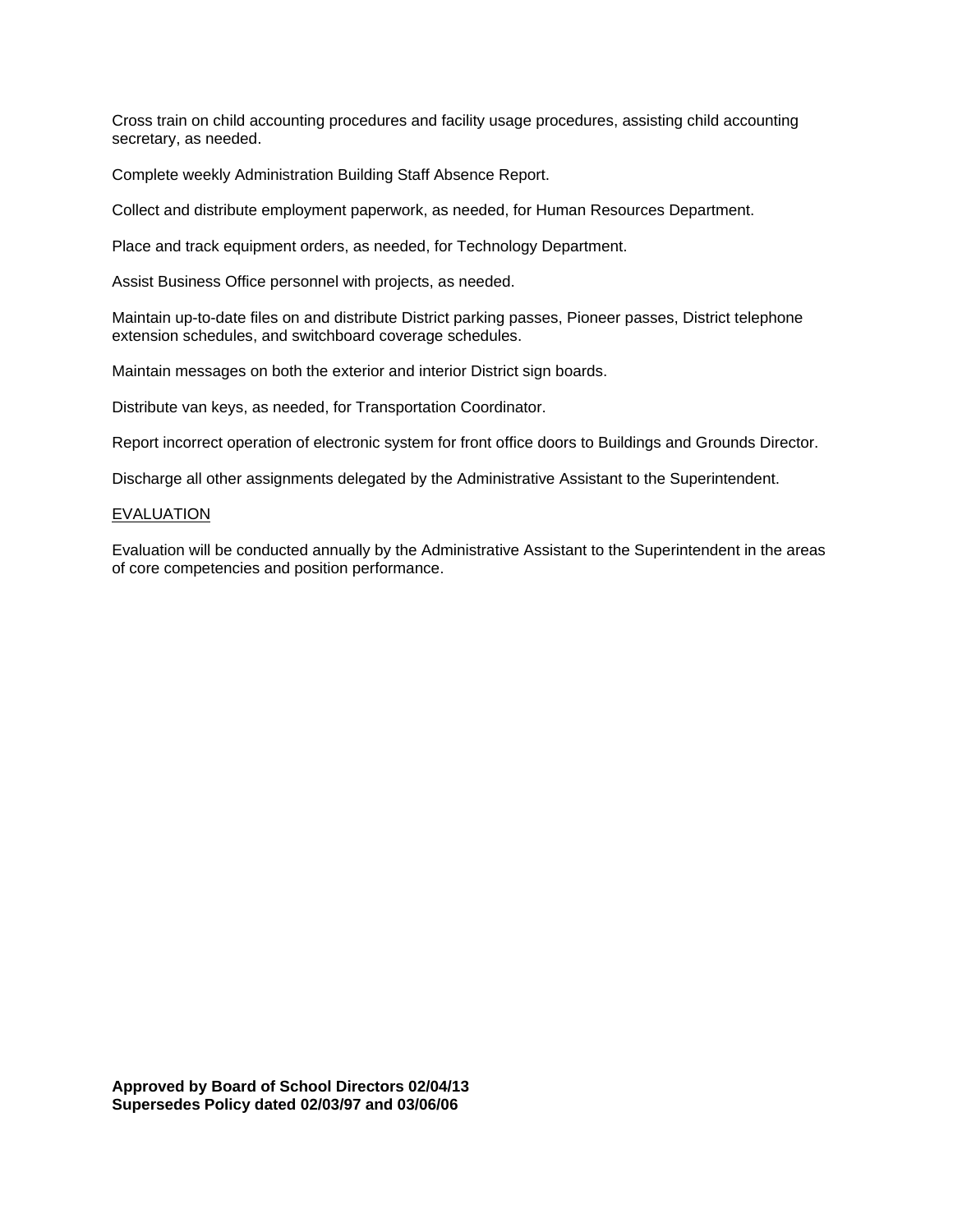Cross train on child accounting procedures and facility usage procedures, assisting child accounting secretary, as needed.

Complete weekly Administration Building Staff Absence Report.

Collect and distribute employment paperwork, as needed, for Human Resources Department.

Place and track equipment orders, as needed, for Technology Department.

Assist Business Office personnel with projects, as needed.

Maintain up-to-date files on and distribute District parking passes, Pioneer passes, District telephone extension schedules, and switchboard coverage schedules.

Maintain messages on both the exterior and interior District sign boards.

Distribute van keys, as needed, for Transportation Coordinator.

Report incorrect operation of electronic system for front office doors to Buildings and Grounds Director.

Discharge all other assignments delegated by the Administrative Assistant to the Superintendent.

EVALUATION

Evaluation will be conducted annually by the Administrative Assistant to the Superintendent in the areas of core competencies and position performance.

**Approved by Board of School Directors 02/04/13**
**Supersedes Policy dated 02/03/97 and 03/06/06**